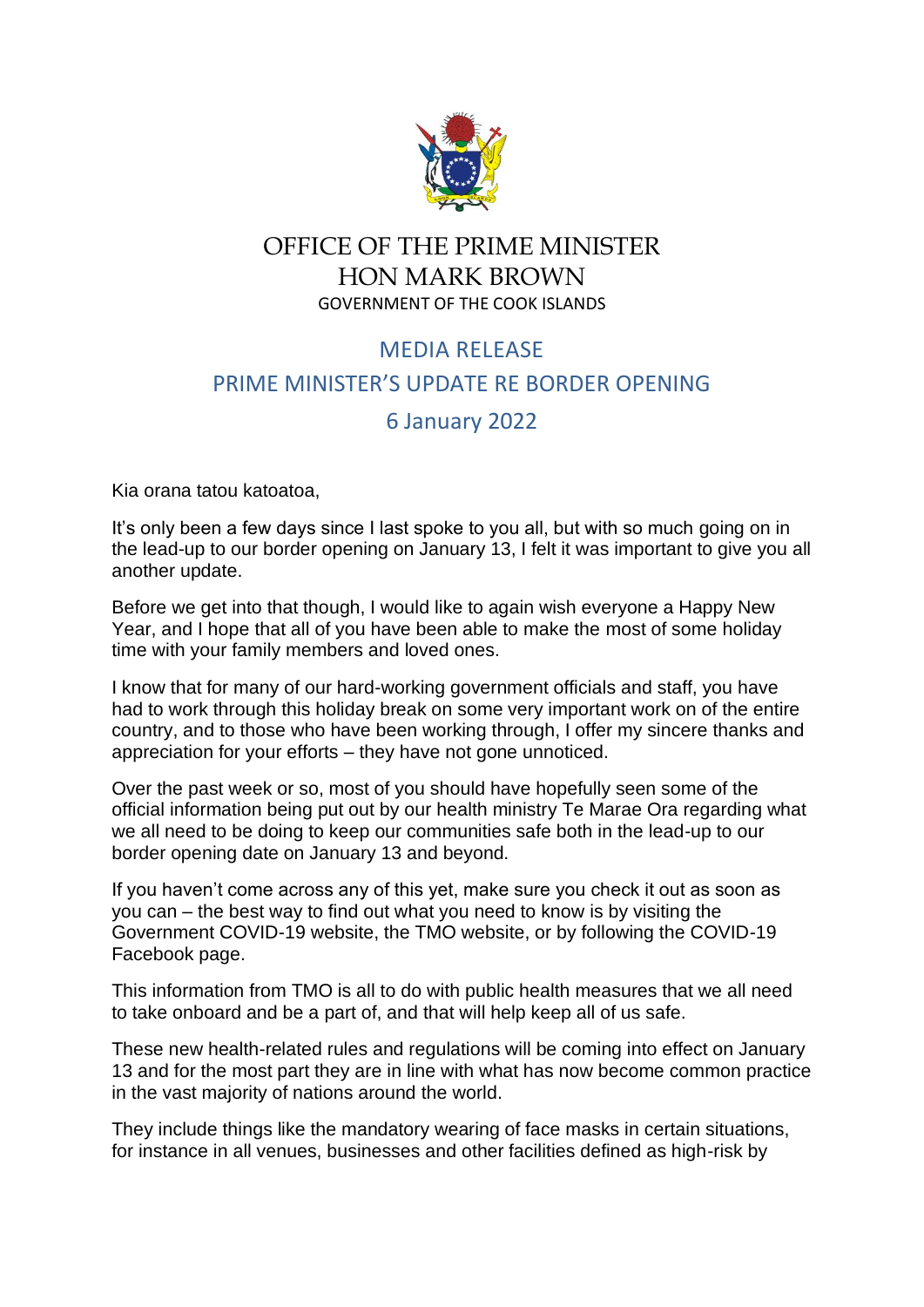# OFFICE OF THE PRIME MINISTER
# HON MARK BROWN
GOVERNMENT OF THE COOK ISLANDS

## MEDIA RELEASE
## PRIME MINISTER'S UPDATE RE BORDER OPENING
## 6 January 2022

Kia orana tatou katoatoa,

It's only been a few days since I last spoke to you all, but with so much going on in the lead-up to our border opening on January 13, I felt it was important to give you all another update.

Before we get into that though, I would like to again wish everyone a Happy New Year, and I hope that all of you have been able to make the most of some holiday time with your family members and loved ones.

I know that for many of our hard-working government officials and staff, you have had to work through this holiday break on some very important work on of the entire country, and to those who have been working through, I offer my sincere thanks and appreciation for your efforts – they have not gone unnoticed.

Over the past week or so, most of you should have hopefully seen some of the official information being put out by our health ministry Te Marae Ora regarding what we all need to be doing to keep our communities safe both in the lead-up to our border opening date on January 13 and beyond.

If you haven't come across any of this yet, make sure you check it out as soon as you can – the best way to find out what you need to know is by visiting the Government COVID-19 website, the TMO website, or by following the COVID-19 Facebook page.

This information from TMO is all to do with public health measures that we all need to take onboard and be a part of, and that will help keep all of us safe.

These new health-related rules and regulations will be coming into effect on January 13 and for the most part they are in line with what has now become common practice in the vast majority of nations around the world.

They include things like the mandatory wearing of face masks in certain situations, for instance in all venues, businesses and other facilities defined as high-risk by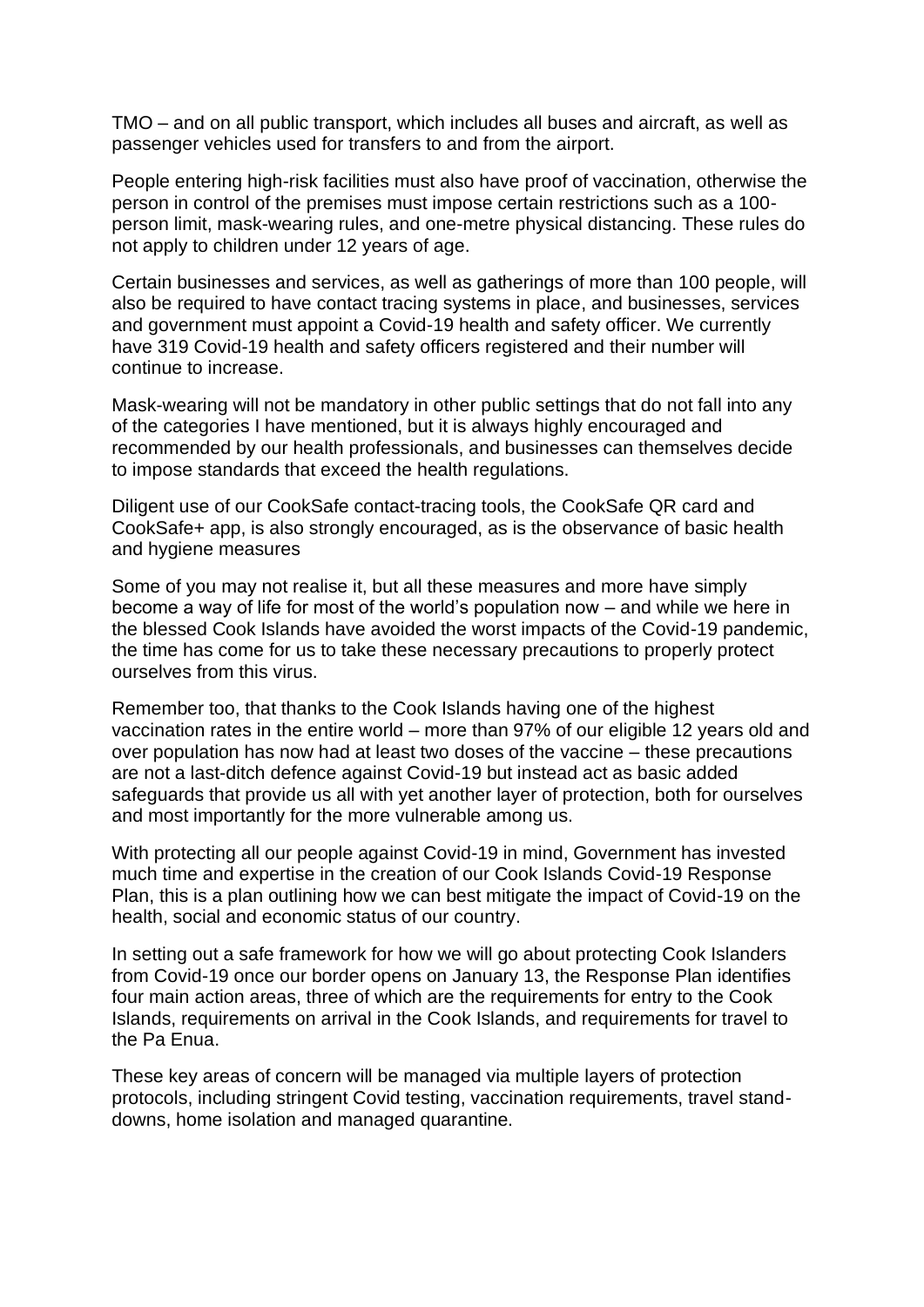TMO – and on all public transport, which includes all buses and aircraft, as well as passenger vehicles used for transfers to and from the airport.

People entering high-risk facilities must also have proof of vaccination, otherwise the person in control of the premises must impose certain restrictions such as a 100-person limit, mask-wearing rules, and one-metre physical distancing. These rules do not apply to children under 12 years of age.

Certain businesses and services, as well as gatherings of more than 100 people, will also be required to have contact tracing systems in place, and businesses, services and government must appoint a Covid-19 health and safety officer. We currently have 319 Covid-19 health and safety officers registered and their number will continue to increase.

Mask-wearing will not be mandatory in other public settings that do not fall into any of the categories I have mentioned, but it is always highly encouraged and recommended by our health professionals, and businesses can themselves decide to impose standards that exceed the health regulations.

Diligent use of our CookSafe contact-tracing tools, the CookSafe QR card and CookSafe+ app, is also strongly encouraged, as is the observance of basic health and hygiene measures

Some of you may not realise it, but all these measures and more have simply become a way of life for most of the world's population now – and while we here in the blessed Cook Islands have avoided the worst impacts of the Covid-19 pandemic, the time has come for us to take these necessary precautions to properly protect ourselves from this virus.

Remember too, that thanks to the Cook Islands having one of the highest vaccination rates in the entire world – more than 97% of our eligible 12 years old and over population has now had at least two doses of the vaccine – these precautions are not a last-ditch defence against Covid-19 but instead act as basic added safeguards that provide us all with yet another layer of protection, both for ourselves and most importantly for the more vulnerable among us.

With protecting all our people against Covid-19 in mind, Government has invested much time and expertise in the creation of our Cook Islands Covid-19 Response Plan, this is a plan outlining how we can best mitigate the impact of Covid-19 on the health, social and economic status of our country.

In setting out a safe framework for how we will go about protecting Cook Islanders from Covid-19 once our border opens on January 13, the Response Plan identifies four main action areas, three of which are the requirements for entry to the Cook Islands, requirements on arrival in the Cook Islands, and requirements for travel to the Pa Enua.

These key areas of concern will be managed via multiple layers of protection protocols, including stringent Covid testing, vaccination requirements, travel stand-downs, home isolation and managed quarantine.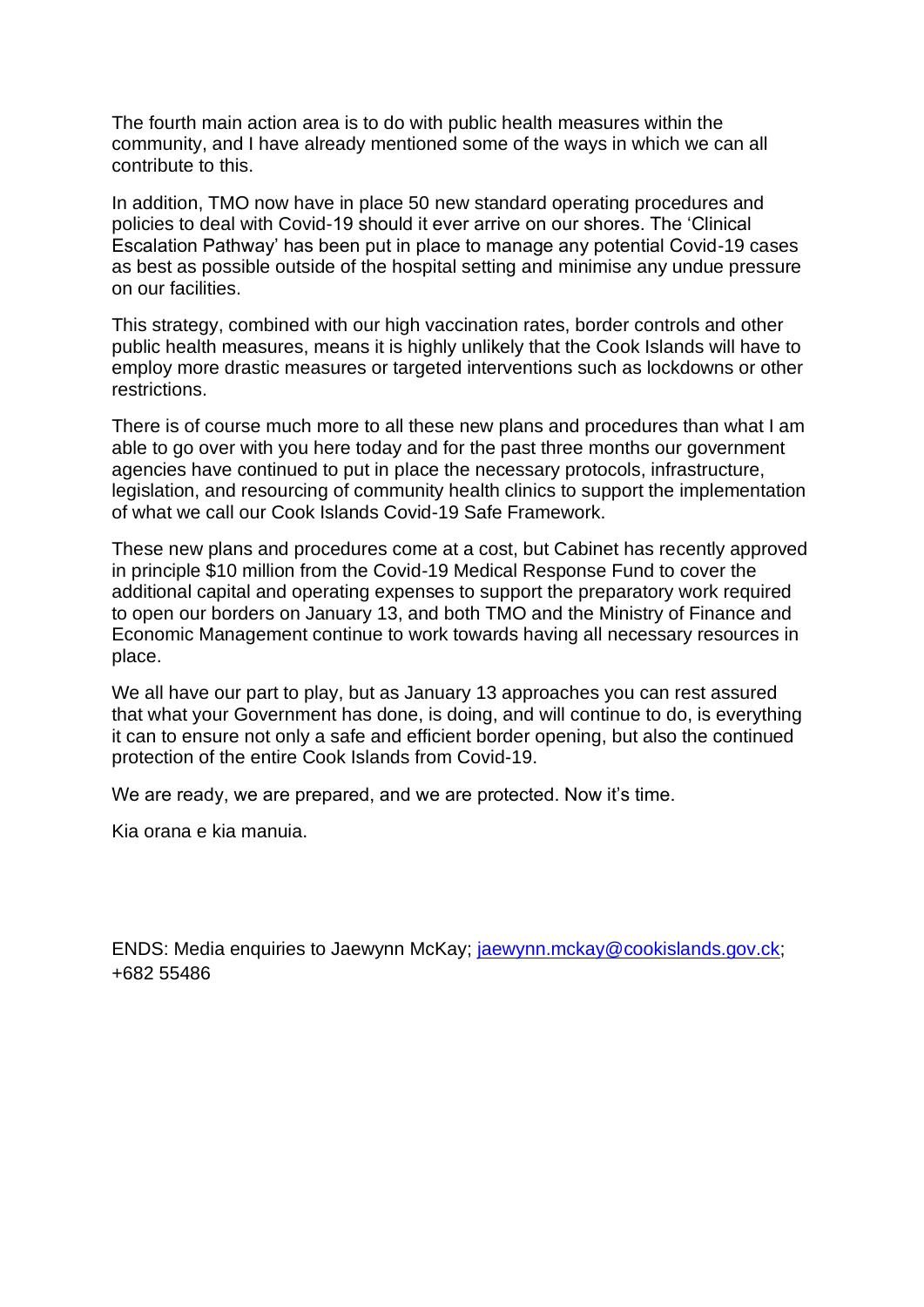The fourth main action area is to do with public health measures within the community, and I have already mentioned some of the ways in which we can all contribute to this.

In addition, TMO now have in place 50 new standard operating procedures and policies to deal with Covid-19 should it ever arrive on our shores. The 'Clinical Escalation Pathway' has been put in place to manage any potential Covid-19 cases as best as possible outside of the hospital setting and minimise any undue pressure on our facilities.

This strategy, combined with our high vaccination rates, border controls and other public health measures, means it is highly unlikely that the Cook Islands will have to employ more drastic measures or targeted interventions such as lockdowns or other restrictions.

There is of course much more to all these new plans and procedures than what I am able to go over with you here today and for the past three months our government agencies have continued to put in place the necessary protocols, infrastructure, legislation, and resourcing of community health clinics to support the implementation of what we call our Cook Islands Covid-19 Safe Framework.

These new plans and procedures come at a cost, but Cabinet has recently approved in principle $10 million from the Covid-19 Medical Response Fund to cover the additional capital and operating expenses to support the preparatory work required to open our borders on January 13, and both TMO and the Ministry of Finance and Economic Management continue to work towards having all necessary resources in place.

We all have our part to play, but as January 13 approaches you can rest assured that what your Government has done, is doing, and will continue to do, is everything it can to ensure not only a safe and efficient border opening, but also the continued protection of the entire Cook Islands from Covid-19.

We are ready, we are prepared, and we are protected. Now it's time.

Kia orana e kia manuia.

ENDS: Media enquiries to Jaewynn McKay; jaewynn.mckay@cookislands.gov.ck; +682 55486